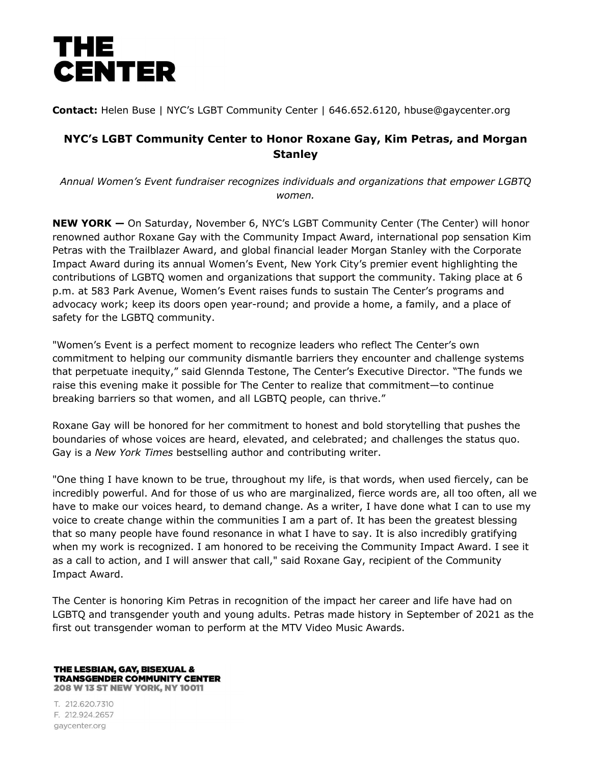# THE CENTER

**Contact:** Helen Buse | NYC's LGBT Community Center | 646.652.6120, hbuse@gaycenter.org

## NYC's LGBT Community Center to Honor Roxane Gay, Kim Petras, and Morgan Stanley

*Annual Women's Event fundraiser recognizes individuals and organizations that empower LGBTQ women.*

**NEW YORK —** On Saturday, November 6, NYC's LGBT Community Center (The Center) will honor renowned author Roxane Gay with the Community Impact Award, international pop sensation Kim Petras with the Trailblazer Award, and global financial leader Morgan Stanley with the Corporate Impact Award during its annual Women's Event, New York City's premier event highlighting the contributions of LGBTQ women and organizations that support the community. Taking place at 6 p.m. at 583 Park Avenue, Women's Event raises funds to sustain The Center's programs and advocacy work; keep its doors open year-round; and provide a home, a family, and a place of safety for the LGBTQ community.

"Women's Event is a perfect moment to recognize leaders who reflect The Center's own commitment to helping our community dismantle barriers they encounter and challenge systems that perpetuate inequity," said Glennda Testone, The Center's Executive Director. "The funds we raise this evening make it possible for The Center to realize that commitment—to continue breaking barriers so that women, and all LGBTQ people, can thrive."

Roxane Gay will be honored for her commitment to honest and bold storytelling that pushes the boundaries of whose voices are heard, elevated, and celebrated; and challenges the status quo. Gay is a *New York Times* bestselling author and contributing writer.

"One thing I have known to be true, throughout my life, is that words, when used fiercely, can be incredibly powerful. And for those of us who are marginalized, fierce words are, all too often, all we have to make our voices heard, to demand change. As a writer, I have done what I can to use my voice to create change within the communities I am a part of. It has been the greatest blessing that so many people have found resonance in what I have to say. It is also incredibly gratifying when my work is recognized. I am honored to be receiving the Community Impact Award. I see it as a call to action, and I will answer that call," said Roxane Gay, recipient of the Community Impact Award.

The Center is honoring Kim Petras in recognition of the impact her career and life have had on LGBTQ and transgender youth and young adults. Petras made history in September of 2021 as the first out transgender woman to perform at the MTV Video Music Awards.

THE LESBIAN, GAY, BISEXUAL & TRANSGENDER COMMUNITY CENTER
208 W 13 ST NEW YORK, NY 10011

T. 212.620.7310
F. 212.924.2657
gaycenter.org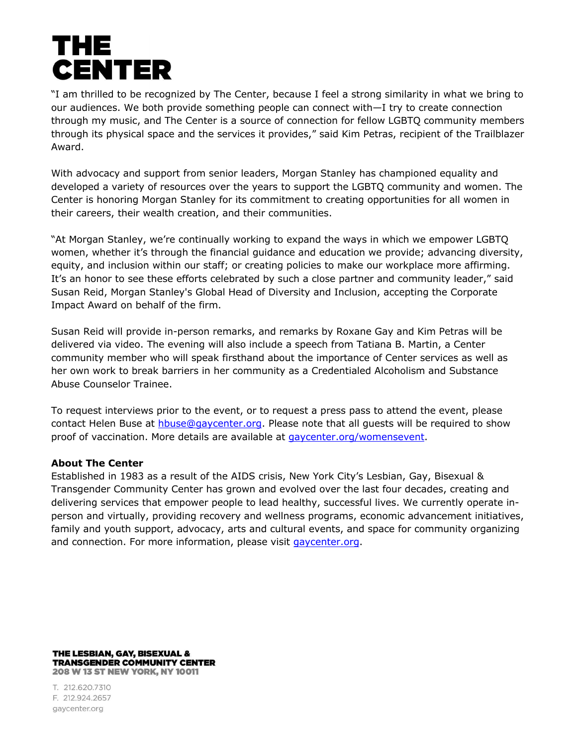"I am thrilled to be recognized by The Center, because I feel a strong similarity in what we bring to our audiences. We both provide something people can connect with—I try to create connection through my music, and The Center is a source of connection for fellow LGBTQ community members through its physical space and the services it provides," said Kim Petras, recipient of the Trailblazer Award.

With advocacy and support from senior leaders, Morgan Stanley has championed equality and developed a variety of resources over the years to support the LGBTQ community and women. The Center is honoring Morgan Stanley for its commitment to creating opportunities for all women in their careers, their wealth creation, and their communities.

"At Morgan Stanley, we're continually working to expand the ways in which we empower LGBTQ women, whether it's through the financial guidance and education we provide; advancing diversity, equity, and inclusion within our staff; or creating policies to make our workplace more affirming. It's an honor to see these efforts celebrated by such a close partner and community leader," said Susan Reid, Morgan Stanley's Global Head of Diversity and Inclusion, accepting the Corporate Impact Award on behalf of the firm.

Susan Reid will provide in-person remarks, and remarks by Roxane Gay and Kim Petras will be delivered via video. The evening will also include a speech from Tatiana B. Martin, a Center community member who will speak firsthand about the importance of Center services as well as her own work to break barriers in her community as a Credentialed Alcoholism and Substance Abuse Counselor Trainee.

To request interviews prior to the event, or to request a press pass to attend the event, please contact Helen Buse at hbuse@gaycenter.org. Please note that all guests will be required to show proof of vaccination. More details are available at gaycenter.org/womensevent.

**About The Center**
Established in 1983 as a result of the AIDS crisis, New York City's Lesbian, Gay, Bisexual & Transgender Community Center has grown and evolved over the last four decades, creating and delivering services that empower people to lead healthy, successful lives. We currently operate in-person and virtually, providing recovery and wellness programs, economic advancement initiatives, family and youth support, advocacy, arts and cultural events, and space for community organizing and connection. For more information, please visit gaycenter.org.